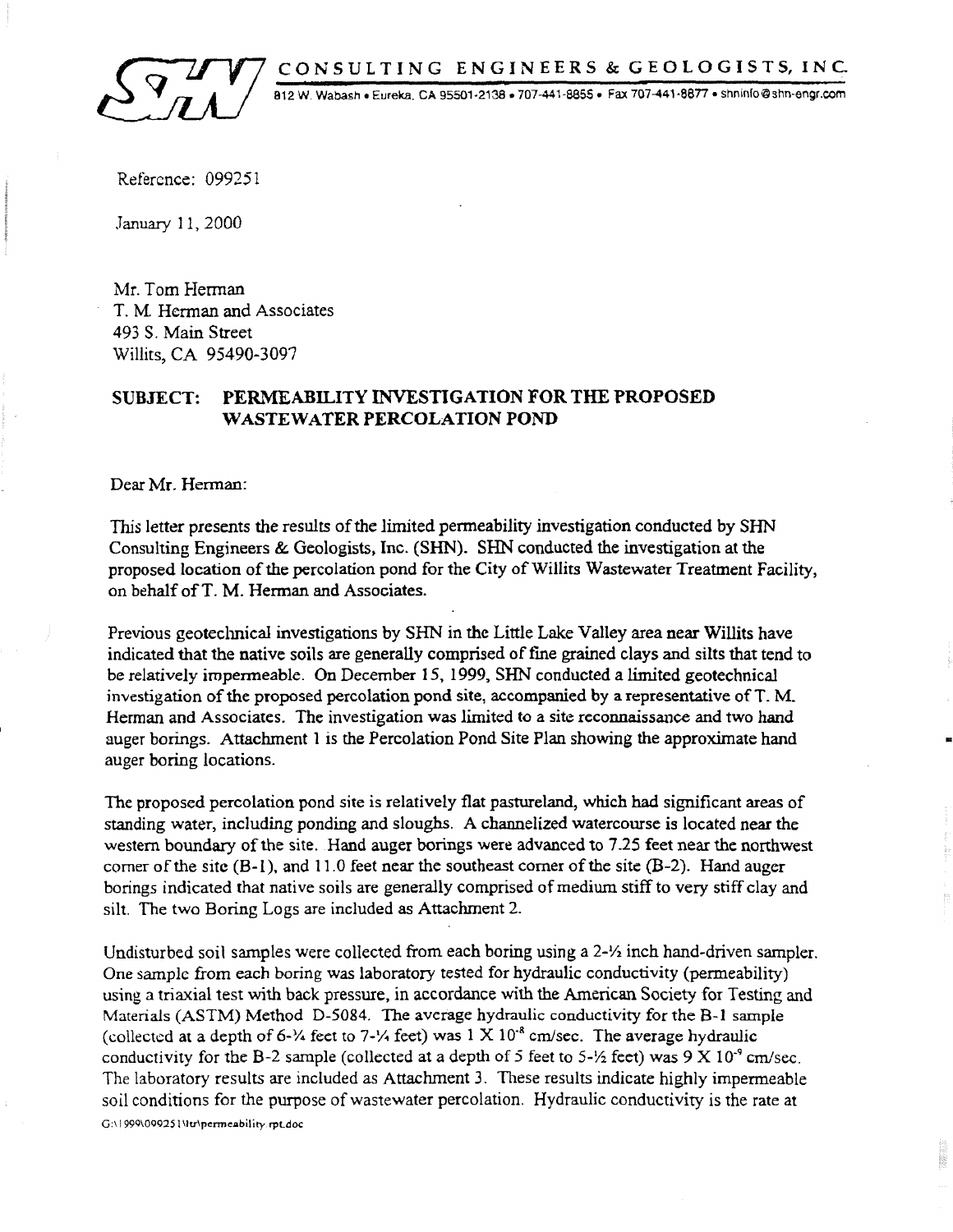CONSULTING ENGINEERS & GEOLOGISTS, INC.

812 W. Wabash • Eureka, CA 95501-2138 • 707-441-8855 • Fax 707-441-8877 • shninfo@shn-engr.com

Reference: 099251

January 11, 2000

Mr. Tom Herman
T. M. Herman and Associates
493 S. Main Street
Willits, CA 95490-3097

**SUBJECT: PERMEABILITY INVESTIGATION FOR THE PROPOSED WASTEWATER PERCOLATION POND**

Dear Mr. Herman:

This letter presents the results of the limited permeability investigation conducted by SHN Consulting Engineers & Geologists, Inc. (SHN). SHN conducted the investigation at the proposed location of the percolation pond for the City of Willits Wastewater Treatment Facility, on behalf of T. M. Herman and Associates.

Previous geotechnical investigations by SHN in the Little Lake Valley area near Willits have indicated that the native soils are generally comprised of fine grained clays and silts that tend to be relatively impermeable. On December 15, 1999, SHN conducted a limited geotechnical investigation of the proposed percolation pond site, accompanied by a representative of T. M. Herman and Associates. The investigation was limited to a site reconnaissance and two hand auger borings. Attachment 1 is the Percolation Pond Site Plan showing the approximate hand auger boring locations.

The proposed percolation pond site is relatively flat pastureland, which had significant areas of standing water, including ponding and sloughs. A channelized watercourse is located near the western boundary of the site. Hand auger borings were advanced to 7.25 feet near the northwest corner of the site (B-1), and 11.0 feet near the southeast corner of the site (B-2). Hand auger borings indicated that native soils are generally comprised of medium stiff to very stiff clay and silt. The two Boring Logs are included as Attachment 2.

Undisturbed soil samples were collected from each boring using a 2-½ inch hand-driven sampler. One sample from each boring was laboratory tested for hydraulic conductivity (permeability) using a triaxial test with back pressure, in accordance with the American Society for Testing and Materials (ASTM) Method D-5084. The average hydraulic conductivity for the B-1 sample (collected at a depth of 6-¼ feet to 7-¼ feet) was $1 \times 10^{-8}$ cm/sec. The average hydraulic conductivity for the B-2 sample (collected at a depth of 5 feet to 5-½ feet) was $9 \times 10^{-9}$ cm/sec. The laboratory results are included as Attachment 3. These results indicate highly impermeable soil conditions for the purpose of wastewater percolation. Hydraulic conductivity is the rate at

G:\1999\099251\ltr\permeability rpt.doc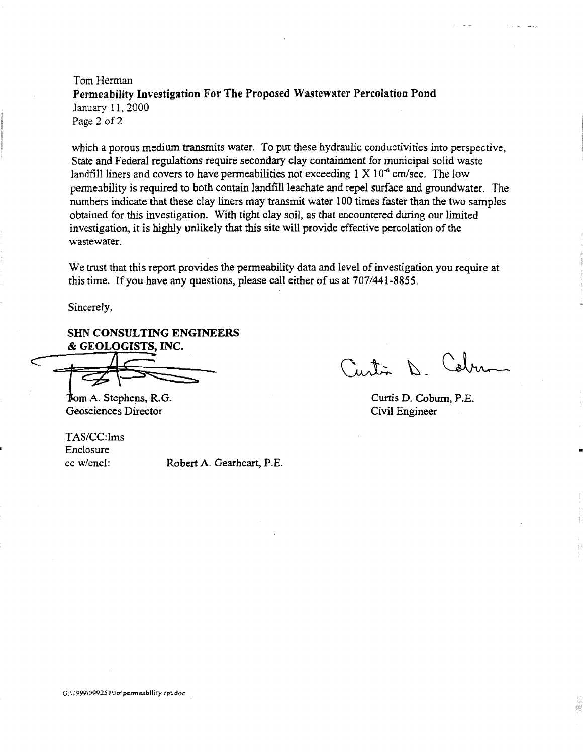Tom Herman
**Permeability Investigation For The Proposed Wastewater Percolation Pond**
January 11, 2000

which a porous medium transmits water. To put these hydraulic conductivities into perspective, State and Federal regulations require secondary clay containment for municipal solid waste landfill liners and covers to have permeabilities not exceeding $1 \times 10^{-6}$ cm/sec. The low permeability is required to both contain landfill leachate and repel surface and groundwater. The numbers indicate that these clay liners may transmit water 100 times faster than the two samples obtained for this investigation. With tight clay soil, as that encountered during our limited investigation, it is highly unlikely that this site will provide effective percolation of the wastewater.

We trust that this report provides the permeability data and level of investigation you require at this time. If you have any questions, please call either of us at 707/441-8855.

Sincerely,

**SHN CONSULTING ENGINEERS & GEOLOGISTS, INC.**

Tom A. Stephens, R.G.
Geosciences Director

Curtis D. Coburn, P.E.
Civil Engineer

TAS/CC:lms
Enclosure
cc w/encl: Robert A. Gearheart, P.E.

G:\1999\099251\ltr\permeability.rpt.doc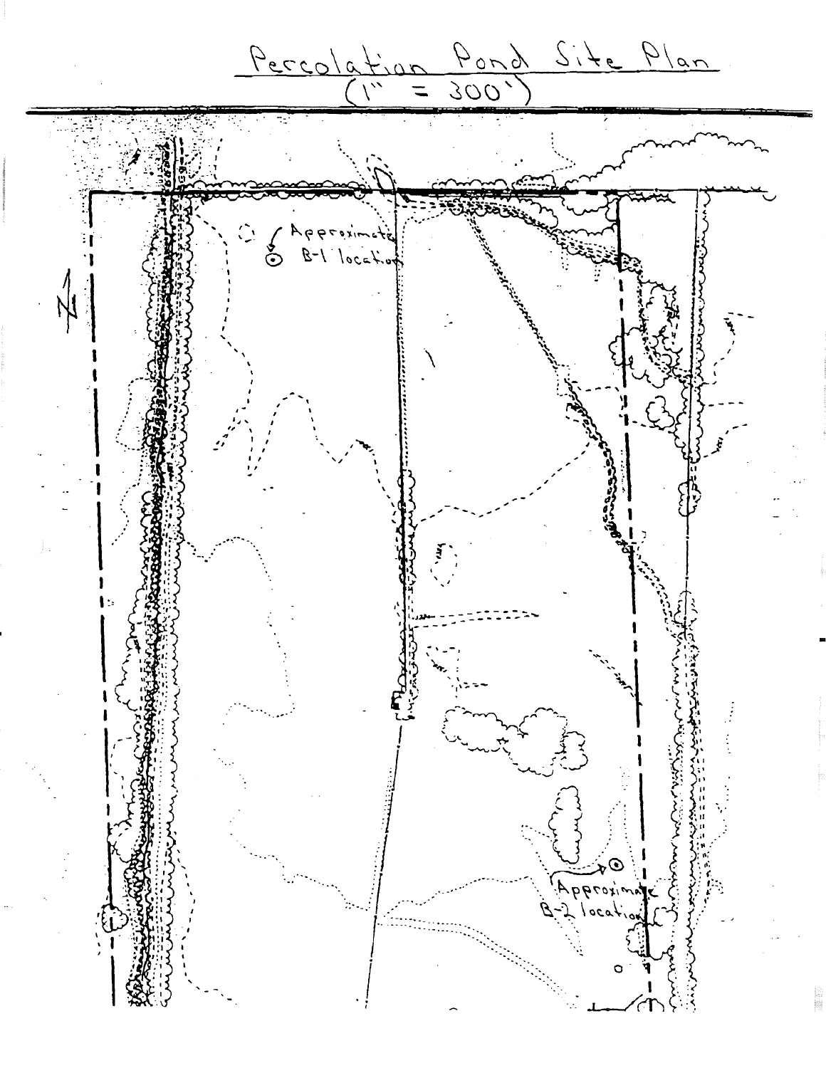# Percolation Pond Site Plan
(1" = 300')

N

Approximate B-1 location

Approximate B-2 location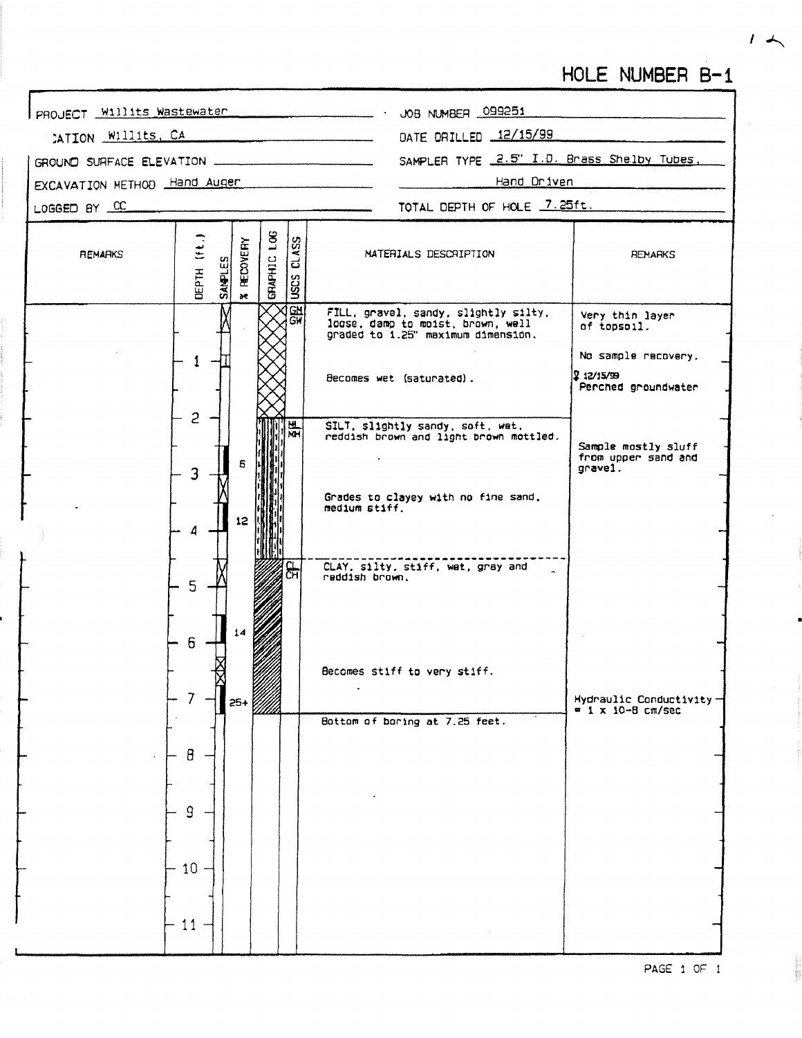# HOLE NUMBER B-1

| | |
|---|---|
| PROJECT Willits Wastewater | JOB NUMBER 099251 |
| LOCATION Willits, CA | DATE DRILLED 12/15/99 |
| GROUND SURFACE ELEVATION | SAMPLER TYPE 2.5" I.D. Brass Shelby Tubes, Hand Driven |
| EXCAVATION METHOD Hand Auger | |
| LOGGED BY CC | TOTAL DEPTH OF HOLE 7.25ft. |

| REMARKS | DEPTH (ft.) | SAMPLES | % RECOVERY | GRAPHIC LOG | USCS CLASS | MATERIALS DESCRIPTION | REMARKS |
|---|---|---|---|---|---|---|---|
| | 0 | | | | GM GW | FILL, gravel, sandy, slightly silty, loose, damp to moist, brown, well graded to 1.25" maximum dimension. | Very thin layer of topsoil. |
| | 1 | | | | | | No sample recovery. |
| | | | | | | Becomes wet (saturated). | ▽ 12/15/99 Perched groundwater |
| | 2 | | | | ML MH | SILT, slightly sandy, soft, wet, reddish brown and light brown mottled. | Sample mostly sluff from upper sand and gravel. |
| | 3 | | 6 | | | | |
| | | | | | | Grades to clayey with no fine sand, medium stiff. | |
| | 4 | | 12 | | | | |
| | | | | | CL CH | CLAY, silty, stiff, wet, gray and reddish brown. | |
| | 5 | | | | | | |
| | 6 | | 14 | | | | |
| | | | | | | Becomes stiff to very stiff. | |
| | 7 | | 25+ | | | | Hydraulic Conductivity = 1 x 10-8 cm/sec |
| | | | | | | Bottom of boring at 7.25 feet. | |
| | 8 | | | | | | |
| | 9 | | | | | | |
| | 10 | | | | | | |
| | 11 | | | | | | |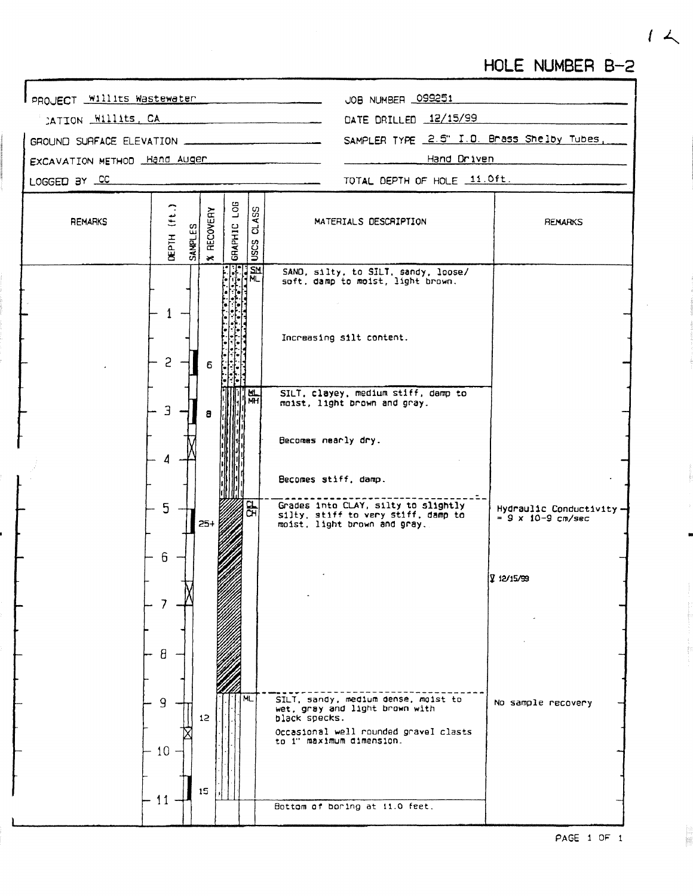# HOLE NUMBER B-2

| | |
|---|---|
| PROJECT: Willits Wastewater | JOB NUMBER: 099251 |
| LOCATION: Willits, CA | DATE DRILLED: 12/15/99 |
| GROUND SURFACE ELEVATION: | SAMPLER TYPE: 2.5" I.D. Brass Shelby Tubes, Hand Driven |
| EXCAVATION METHOD: Hand Auger | |
| LOGGED BY: CC | TOTAL DEPTH OF HOLE: 11.0ft. |

| REMARKS | DEPTH (ft.) | SAMPLES | % RECOVERY | GRAPHIC LOG | USCS CLASS | MATERIALS DESCRIPTION | REMARKS |
|---|---|---|---|---|---|---|---|
| | 0 | | | | SM ML | SAND, silty, to SILT, sandy, loose/ soft, damp to moist, light brown. | |
| | 1 | | | | | Increasing silt content. | |
| | 2 | | 6 | | | | |
| | 3 | | 8 | | ML MH | SILT, clayey, medium stiff, damp to moist, light brown and gray. | |
| | 4 | | | | | Becomes nearly dry. | |
| | | | | | | Becomes stiff, damp. | |
| | 5 | | 25+ | | CL CH | Grades into CLAY, silty to slightly silty, stiff to very stiff, damp to moist, light brown and gray. | Hydraulic Conductivity = 9 x 10-9 cm/sec |
| | 6 | | | | | | ▽ 12/15/99 |
| | 7 | | | | | | |
| | 8 | | | | | | |
| | 9 | | 12 | | ML | SILT, sandy, medium dense, moist to wet, gray and light brown with black specks. | No sample recovery |
| | 10 | | | | | Occasional well rounded gravel clasts to 1" maximum dimension. | |
| | 11 | | 15 | | | Bottom of boring at 11.0 feet. | |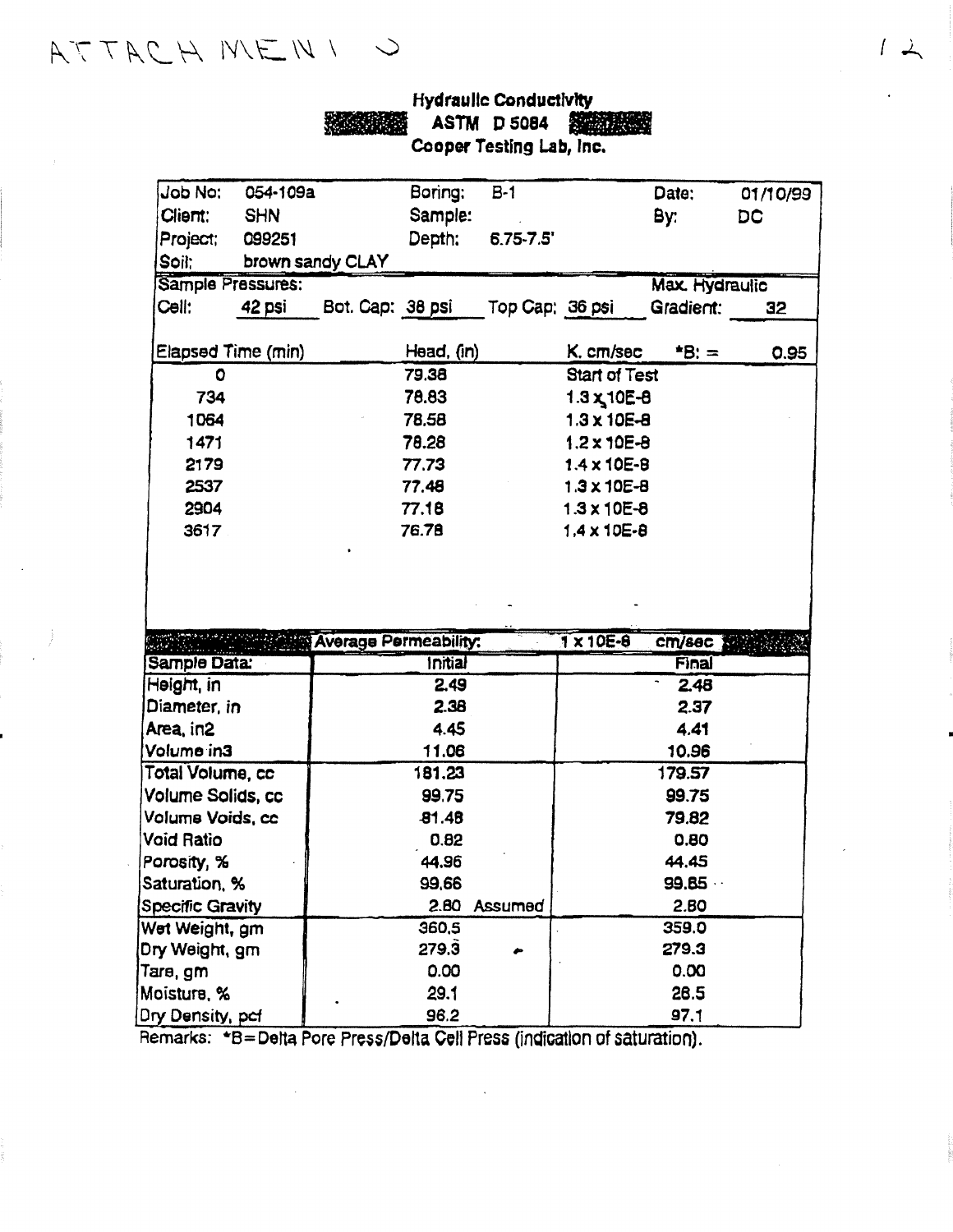ATTACHMENT 3

# Hydraulic Conductivity
## ASTM D 5084
## Cooper Testing Lab, Inc.

| | | | | | |
|---|---|---|---|---|---|
| Job No: | 054-109a | Boring: | B-1 | Date: | 01/10/99 |
| Client: | SHN | Sample: | | By: | DC |
| Project: | 099251 | Depth: | 6.75-7.5' | | |
| Soil: | brown sandy CLAY | | | | |

| Sample Pressures: | | | | Max. Hydraulic | |
|---|---|---|---|---|---|
| Cell: 42 psi | Bot. Cap: 38 psi | Top Cap: 36 psi | | Gradient: | 32 |

| Elapsed Time (min) | Head, (in) | K, cm/sec | *B: = 0.95 |
|---|---|---|---|
| 0 | 79.38 | Start of Test | |
| 734 | 78.83 | 1.3 x 10E-8 | |
| 1064 | 78.58 | 1.3 x 10E-8 | |
| 1471 | 78.28 | 1.2 x 10E-8 | |
| 2179 | 77.73 | 1.4 x 10E-8 | |
| 2537 | 77.48 | 1.3 x 10E-8 | |
| 2904 | 77.18 | 1.3 x 10E-8 | |
| 3617 | 76.78 | 1.4 x 10E-8 | |

**Average Permeability: 1 x 10E-8 cm/sec**

| Sample Data: | Initial | Final |
|---|---|---|
| Height, in | 2.49 | 2.48 |
| Diameter, in | 2.38 | 2.37 |
| Area, in2 | 4.45 | 4.41 |
| Volume in3 | 11.06 | 10.96 |
| Total Volume, cc | 181.23 | 179.57 |
| Volume Solids, cc | 99.75 | 99.75 |
| Volume Voids, cc | 81.48 | 79.82 |
| Void Ratio | 0.82 | 0.80 |
| Porosity, % | 44.96 | 44.45 |
| Saturation, % | 99.66 | 99.65 |
| Specific Gravity | 2.80 Assumed | 2.80 |
| Wet Weight, gm | 360.5 | 359.0 |
| Dry Weight, gm | 279.3 | 279.3 |
| Tare, gm | 0.00 | 0.00 |
| Moisture, % | 29.1 | 28.5 |
| Dry Density, pcf | 96.2 | 97.1 |

Remarks: *B=Delta Pore Press/Delta Cell Press (indication of saturation).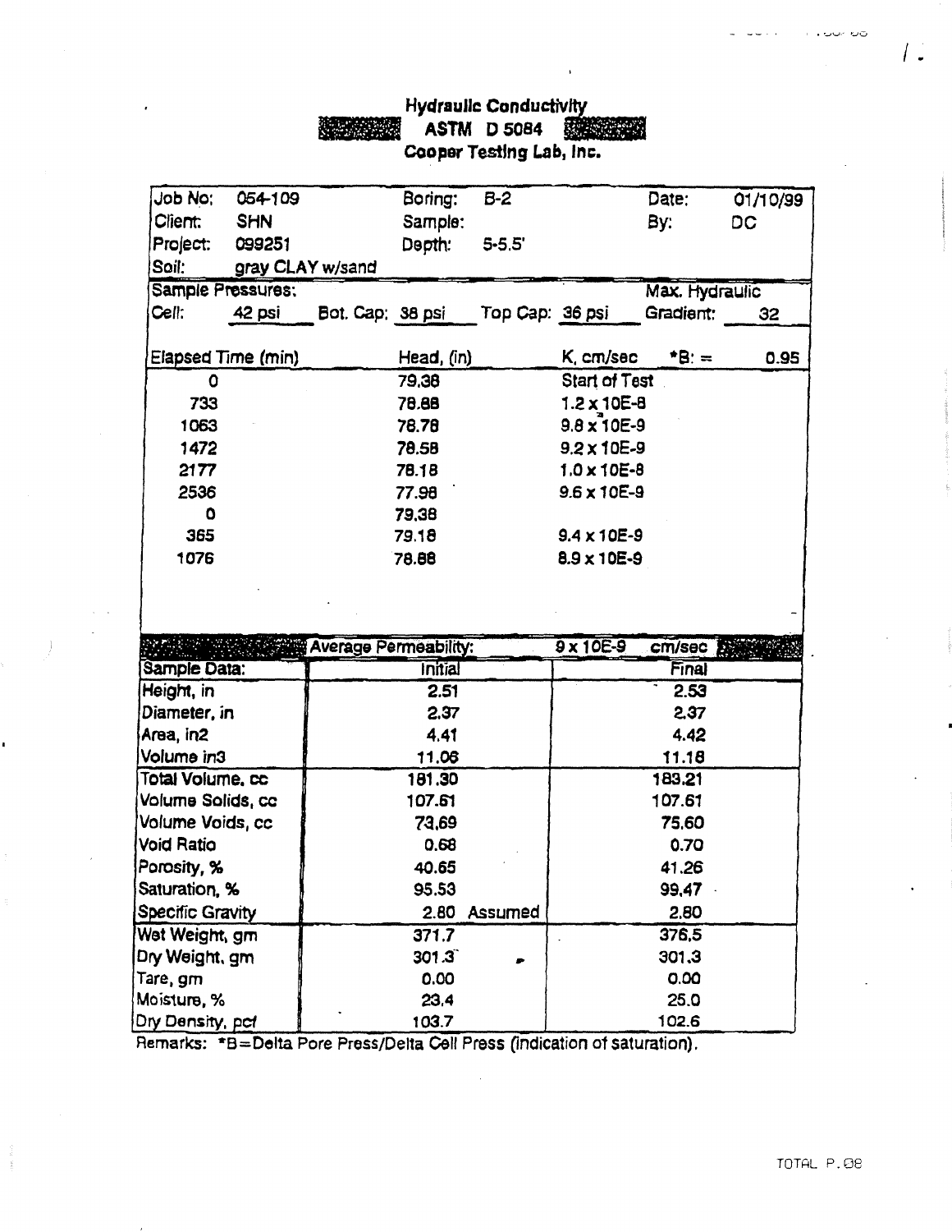# Hydraulic Conductivity
## ASTM D 5084
## Cooper Testing Lab, Inc.

| | | | | | |
|---|---|---|---|---|---|
| Job No: | 054-109 | Boring: | B-2 | Date: | 01/10/99 |
| Client: | SHN | Sample: | | By: | DC |
| Project: | 099251 | Depth: | 5-5.5' | | |
| Soil: | gray CLAY w/sand | | | | |

Sample Pressures:

Cell: 42 psi Bot. Cap: 38 psi Top Cap: 36 psi Max. Hydraulic Gradient: 32

| Elapsed Time (min) | Head, (in) | K, cm/sec |
|---|---|---|
| 0 | 79.38 | Start of Test |
| 733 | 78.88 | 1.2 x 10E-8 |
| 1063 | 78.78 | 9.8 x 10E-9 |
| 1472 | 78.58 | 9.2 x 10E-9 |
| 2177 | 78.18 | 1.0 x 10E-8 |
| 2536 | 77.98 | 9.6 x 10E-9 |
| 0 | 79.38 | |
| 365 | 79.18 | 9.4 x 10E-9 |
| 1076 | 78.88 | 8.9 x 10E-9 |

*B: = 0.95

Average Permeability: 9 x 10E-9 cm/sec

| Sample Data: | Initial | | Final |
|---|---|---|---|
| Height, in | 2.51 | | 2.53 |
| Diameter, in | 2.37 | | 2.37 |
| Area, in2 | 4.41 | | 4.42 |
| Volume in3 | 11.06 | | 11.18 |
| Total Volume, cc | 181.30 | | 183.21 |
| Volume Solids, cc | 107.61 | | 107.61 |
| Volume Voids, cc | 73.69 | | 75.60 |
| Void Ratio | 0.68 | | 0.70 |
| Porosity, % | 40.65 | | 41.26 |
| Saturation, % | 95.53 | | 99.47 |
| Specific Gravity | 2.80 | Assumed | 2.80 |
| Wet Weight, gm | 371.7 | | 376.5 |
| Dry Weight, gm | 301.3 | | 301.3 |
| Tare, gm | 0.00 | | 0.00 |
| Moisture, % | 23.4 | | 25.0 |
| Dry Density, pcf | 103.7 | | 102.6 |

Remarks: *B=Delta Pore Press/Delta Cell Press (indication of saturation).